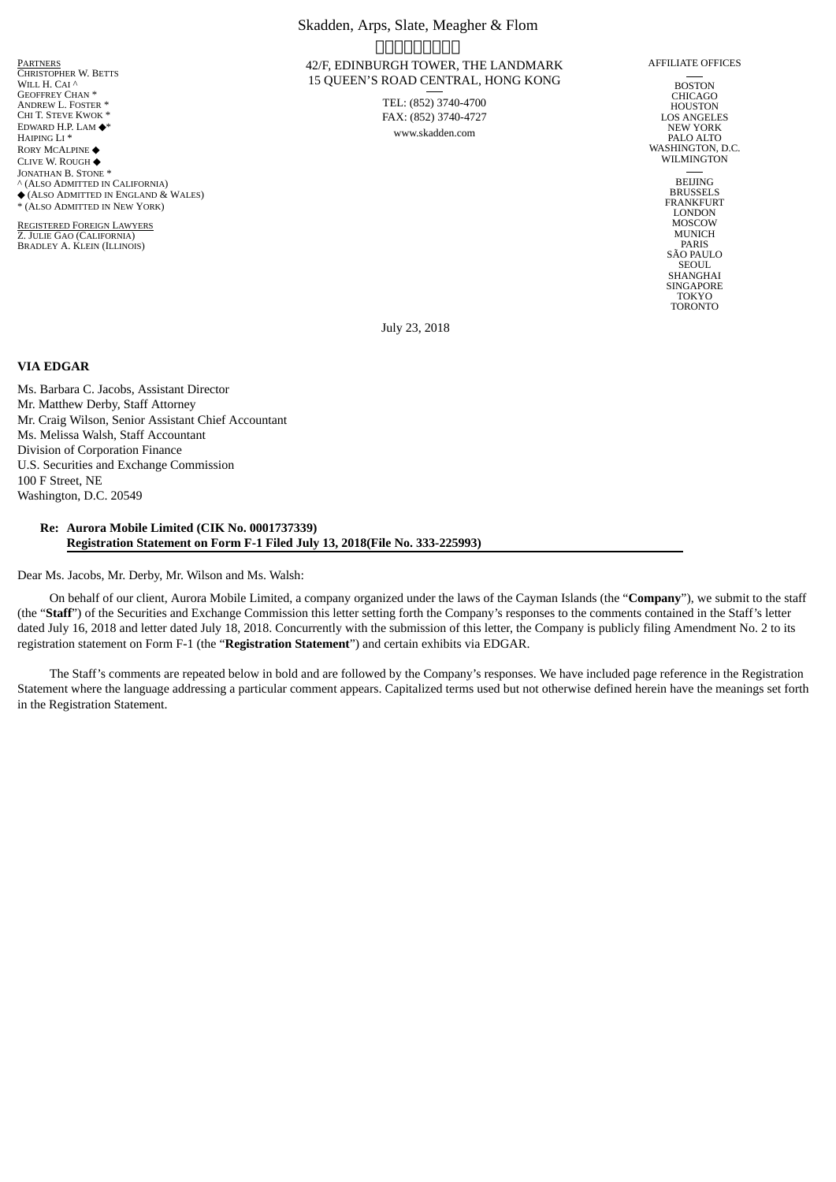Skadden, Arps, Slate, Meagher & Flom

42/F, EDINBURGH TOWER, THE LANDMARK
15 QUEEN'S ROAD CENTRAL, HONG KONG

TEL: (852) 3740-4700
FAX: (852) 3740-4727
www.skadden.com

PARTNERS
CHRISTOPHER W. BETTS
WILL H. CAI ^
GEOFFREY CHAN *
ANDREW L. FOSTER *
CHI T. STEVE KWOK *
EDWARD H.P. LAM ◆*
HAIPING LI *
RORY MCALPINE ◆
CLIVE W. ROUGH ◆
JONATHAN B. STONE *
^ (ALSO ADMITTED IN CALIFORNIA)
◆ (ALSO ADMITTED IN ENGLAND & WALES)
* (ALSO ADMITTED IN NEW YORK)

REGISTERED FOREIGN LAWYERS
Z. JULIE GAO (CALIFORNIA)
BRADLEY A. KLEIN (ILLINOIS)

AFFILIATE OFFICES

BOSTON
CHICAGO
HOUSTON
LOS ANGELES
NEW YORK
PALO ALTO
WASHINGTON, D.C.
WILMINGTON

BEIJING
BRUSSELS
FRANKFURT
LONDON
MOSCOW
MUNICH
PARIS
SÃO PAULO
SEOUL
SHANGHAI
SINGAPORE
TOKYO
TORONTO

July 23, 2018

**VIA EDGAR**

Ms. Barbara C. Jacobs, Assistant Director
Mr. Matthew Derby, Staff Attorney
Mr. Craig Wilson, Senior Assistant Chief Accountant
Ms. Melissa Walsh, Staff Accountant
Division of Corporation Finance
U.S. Securities and Exchange Commission
100 F Street, NE
Washington, D.C. 20549

**Re: Aurora Mobile Limited (CIK No. 0001737339)**
**Registration Statement on Form F-1 Filed July 13, 2018(File No. 333-225993)**

Dear Ms. Jacobs, Mr. Derby, Mr. Wilson and Ms. Walsh:

On behalf of our client, Aurora Mobile Limited, a company organized under the laws of the Cayman Islands (the "**Company**"), we submit to the staff (the "**Staff**") of the Securities and Exchange Commission this letter setting forth the Company's responses to the comments contained in the Staff's letter dated July 16, 2018 and letter dated July 18, 2018. Concurrently with the submission of this letter, the Company is publicly filing Amendment No. 2 to its registration statement on Form F-1 (the "**Registration Statement**") and certain exhibits via EDGAR.

The Staff's comments are repeated below in bold and are followed by the Company's responses. We have included page reference in the Registration Statement where the language addressing a particular comment appears. Capitalized terms used but not otherwise defined herein have the meanings set forth in the Registration Statement.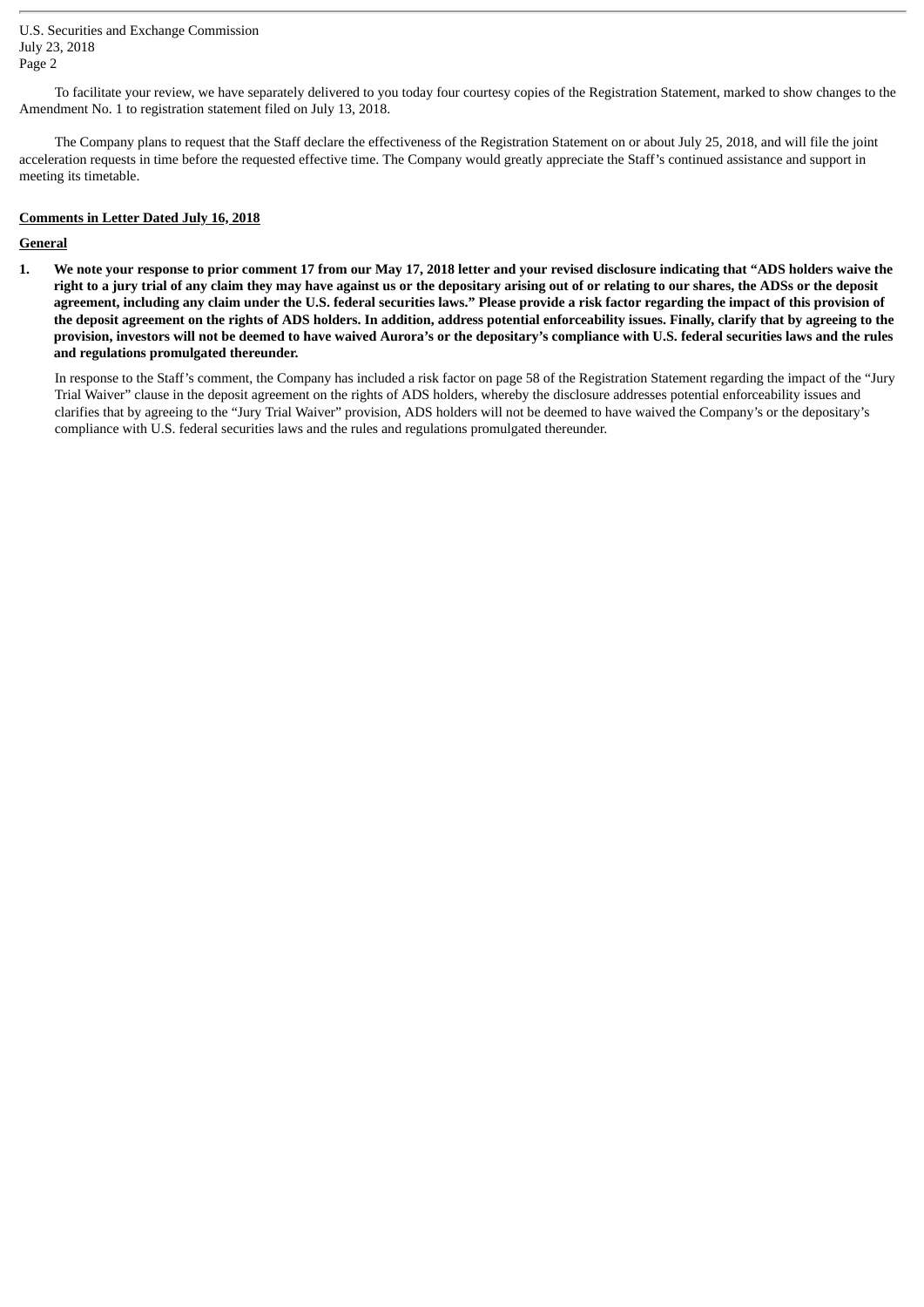To facilitate your review, we have separately delivered to you today four courtesy copies of the Registration Statement, marked to show changes to the Amendment No. 1 to registration statement filed on July 13, 2018.

The Company plans to request that the Staff declare the effectiveness of the Registration Statement on or about July 25, 2018, and will file the joint acceleration requests in time before the requested effective time. The Company would greatly appreciate the Staff's continued assistance and support in meeting its timetable.

**Comments in Letter Dated July 16, 2018**

**General**

1. **We note your response to prior comment 17 from our May 17, 2018 letter and your revised disclosure indicating that "ADS holders waive the right to a jury trial of any claim they may have against us or the depositary arising out of or relating to our shares, the ADSs or the deposit agreement, including any claim under the U.S. federal securities laws." Please provide a risk factor regarding the impact of this provision of the deposit agreement on the rights of ADS holders. In addition, address potential enforceability issues. Finally, clarify that by agreeing to the provision, investors will not be deemed to have waived Aurora's or the depositary's compliance with U.S. federal securities laws and the rules and regulations promulgated thereunder.**

   In response to the Staff's comment, the Company has included a risk factor on page 58 of the Registration Statement regarding the impact of the "Jury Trial Waiver" clause in the deposit agreement on the rights of ADS holders, whereby the disclosure addresses potential enforceability issues and clarifies that by agreeing to the "Jury Trial Waiver" provision, ADS holders will not be deemed to have waived the Company's or the depositary's compliance with U.S. federal securities laws and the rules and regulations promulgated thereunder.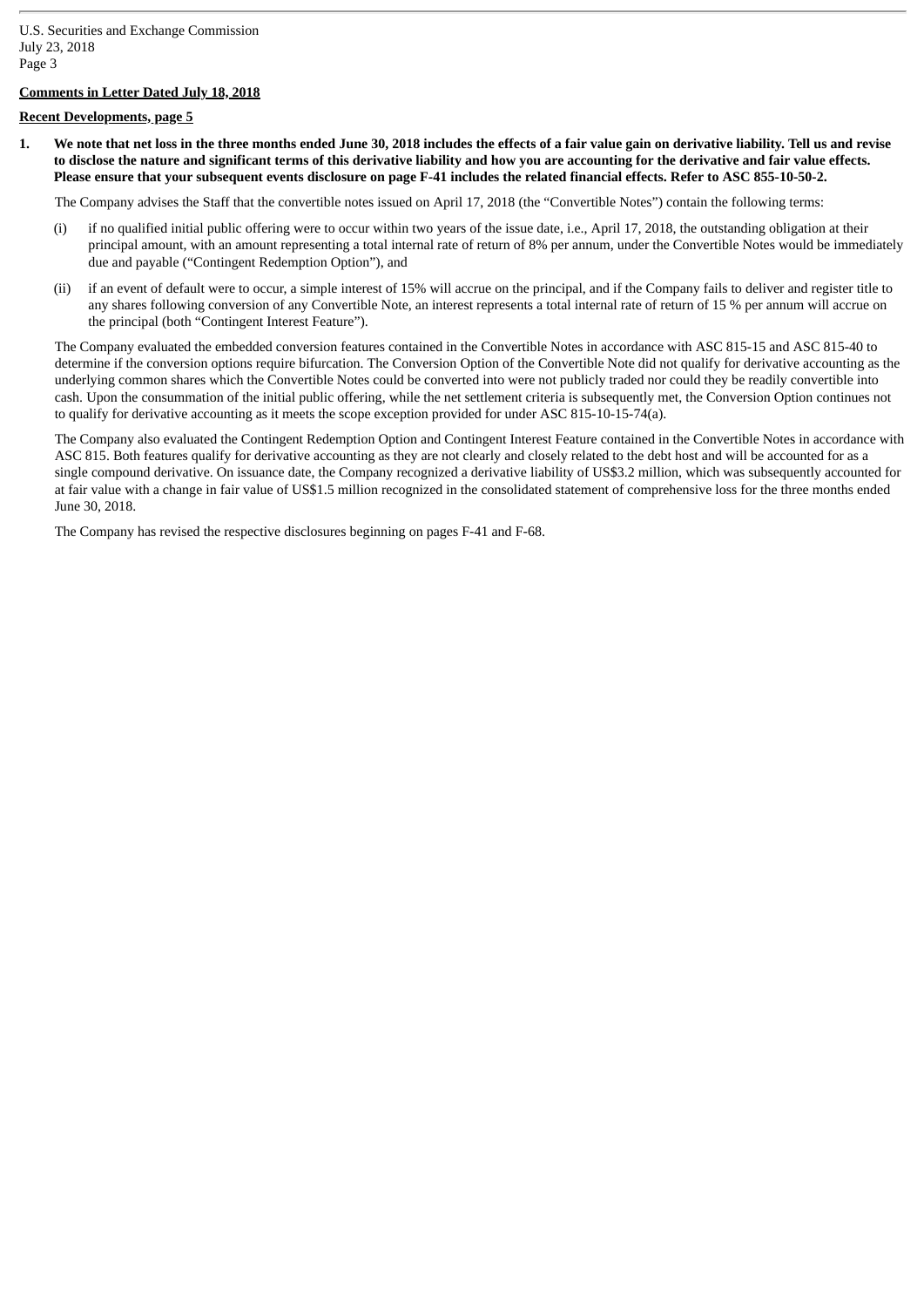**Comments in Letter Dated July 18, 2018**

**Recent Developments, page 5**

**1. We note that net loss in the three months ended June 30, 2018 includes the effects of a fair value gain on derivative liability. Tell us and revise to disclose the nature and significant terms of this derivative liability and how you are accounting for the derivative and fair value effects. Please ensure that your subsequent events disclosure on page F-41 includes the related financial effects. Refer to ASC 855-10-50-2.**

The Company advises the Staff that the convertible notes issued on April 17, 2018 (the "Convertible Notes") contain the following terms:

(i) if no qualified initial public offering were to occur within two years of the issue date, i.e., April 17, 2018, the outstanding obligation at their principal amount, with an amount representing a total internal rate of return of 8% per annum, under the Convertible Notes would be immediately due and payable ("Contingent Redemption Option"), and

(ii) if an event of default were to occur, a simple interest of 15% will accrue on the principal, and if the Company fails to deliver and register title to any shares following conversion of any Convertible Note, an interest represents a total internal rate of return of 15 % per annum will accrue on the principal (both "Contingent Interest Feature").

The Company evaluated the embedded conversion features contained in the Convertible Notes in accordance with ASC 815-15 and ASC 815-40 to determine if the conversion options require bifurcation. The Conversion Option of the Convertible Note did not qualify for derivative accounting as the underlying common shares which the Convertible Notes could be converted into were not publicly traded nor could they be readily convertible into cash. Upon the consummation of the initial public offering, while the net settlement criteria is subsequently met, the Conversion Option continues not to qualify for derivative accounting as it meets the scope exception provided for under ASC 815-10-15-74(a).

The Company also evaluated the Contingent Redemption Option and Contingent Interest Feature contained in the Convertible Notes in accordance with ASC 815. Both features qualify for derivative accounting as they are not clearly and closely related to the debt host and will be accounted for as a single compound derivative. On issuance date, the Company recognized a derivative liability of US$3.2 million, which was subsequently accounted for at fair value with a change in fair value of US$1.5 million recognized in the consolidated statement of comprehensive loss for the three months ended June 30, 2018.

The Company has revised the respective disclosures beginning on pages F-41 and F-68.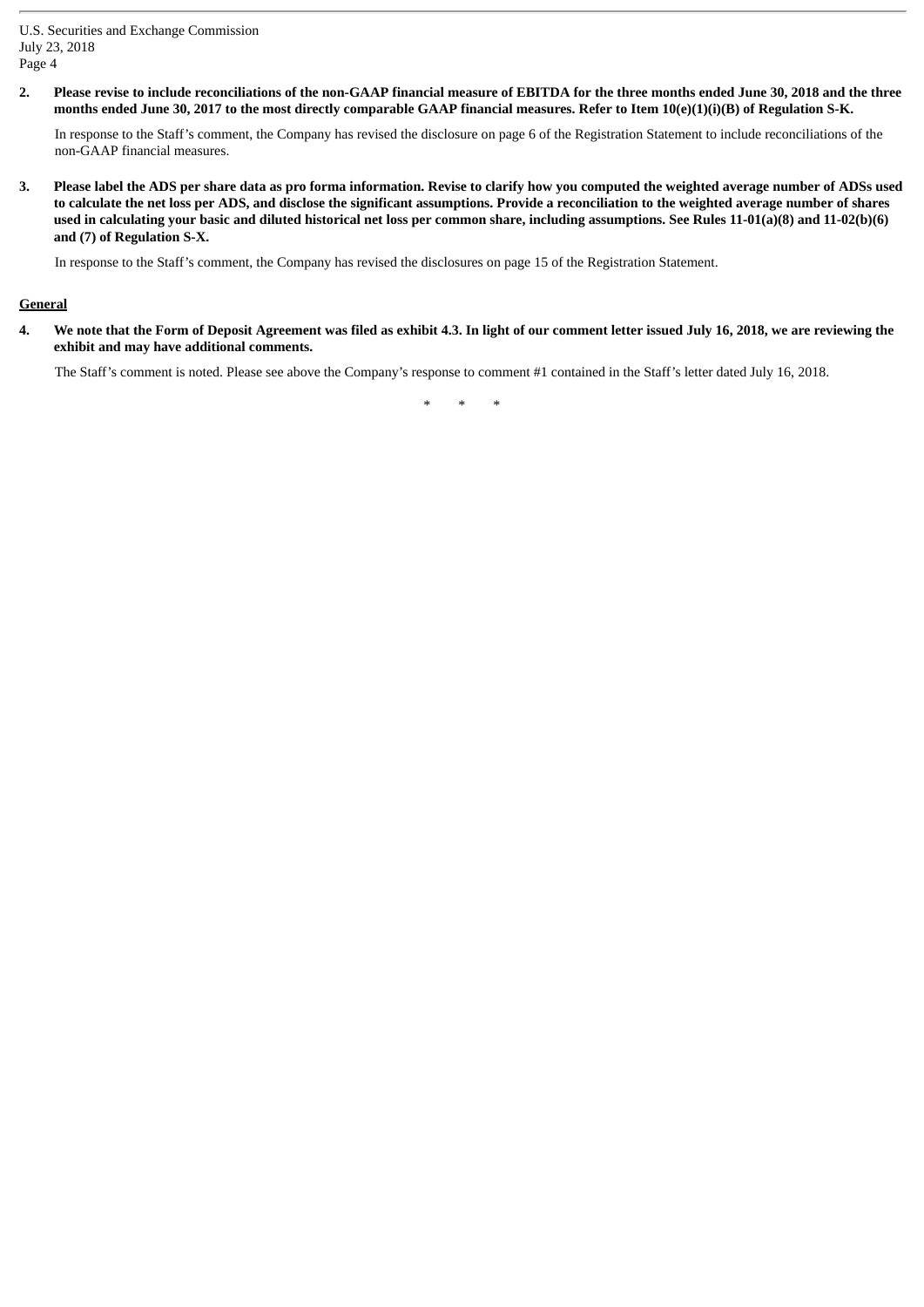**2. Please revise to include reconciliations of the non-GAAP financial measure of EBITDA for the three months ended June 30, 2018 and the three months ended June 30, 2017 to the most directly comparable GAAP financial measures. Refer to Item 10(e)(1)(i)(B) of Regulation S-K.**

In response to the Staff's comment, the Company has revised the disclosure on page 6 of the Registration Statement to include reconciliations of the non-GAAP financial measures.

**3. Please label the ADS per share data as pro forma information. Revise to clarify how you computed the weighted average number of ADSs used to calculate the net loss per ADS, and disclose the significant assumptions. Provide a reconciliation to the weighted average number of shares used in calculating your basic and diluted historical net loss per common share, including assumptions. See Rules 11-01(a)(8) and 11-02(b)(6) and (7) of Regulation S-X.**

In response to the Staff's comment, the Company has revised the disclosures on page 15 of the Registration Statement.

<u>**General**</u>

**4. We note that the Form of Deposit Agreement was filed as exhibit 4.3. In light of our comment letter issued July 16, 2018, we are reviewing the exhibit and may have additional comments.**

The Staff's comment is noted. Please see above the Company's response to comment #1 contained in the Staff's letter dated July 16, 2018.

\* \* \*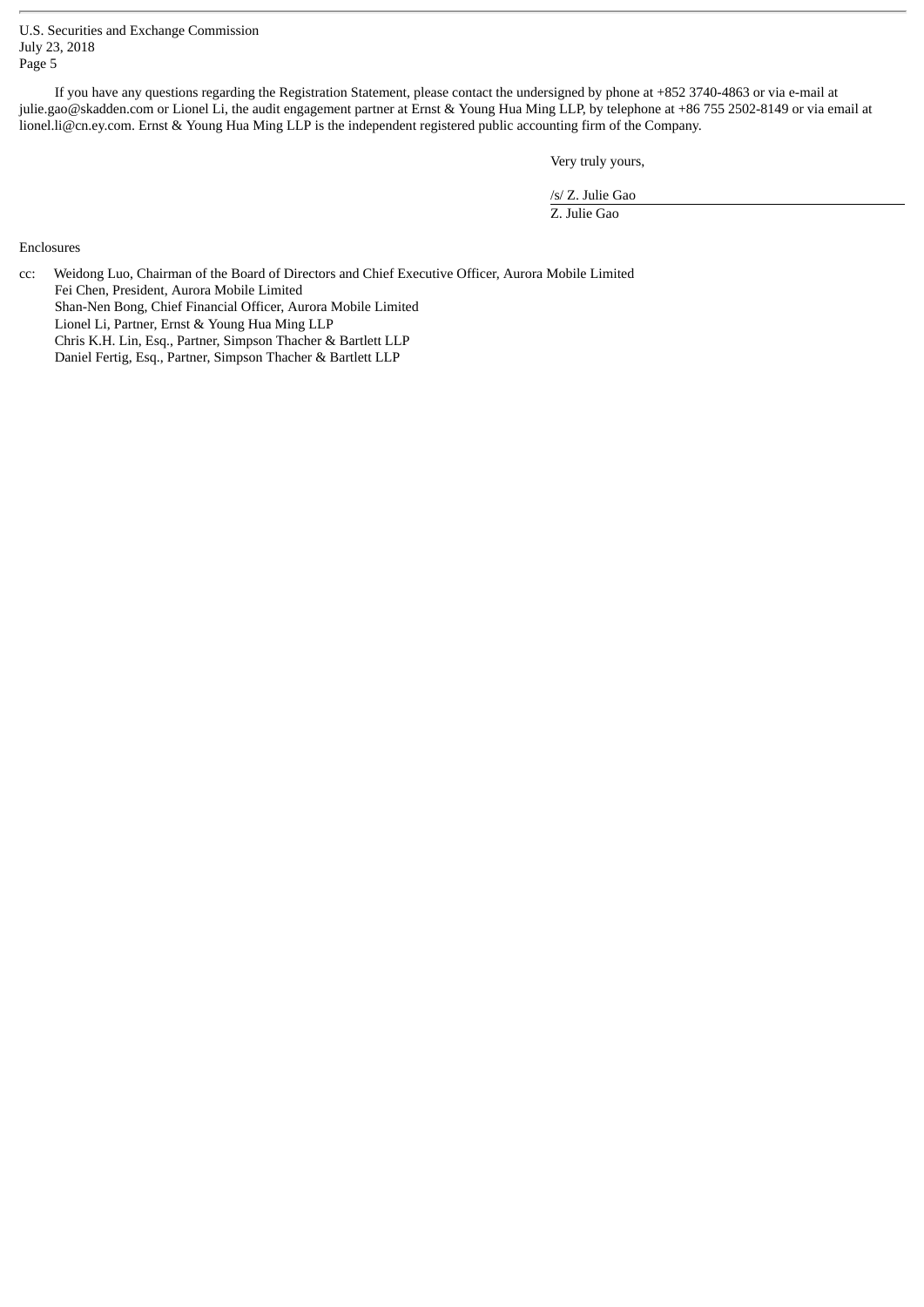If you have any questions regarding the Registration Statement, please contact the undersigned by phone at +852 3740-4863 or via e-mail at julie.gao@skadden.com or Lionel Li, the audit engagement partner at Ernst & Young Hua Ming LLP, by telephone at +86 755 2502-8149 or via email at lionel.li@cn.ey.com. Ernst & Young Hua Ming LLP is the independent registered public accounting firm of the Company.

Very truly yours,

/s/ Z. Julie Gao

Z. Julie Gao

Enclosures

cc: Weidong Luo, Chairman of the Board of Directors and Chief Executive Officer, Aurora Mobile Limited
Fei Chen, President, Aurora Mobile Limited
Shan-Nen Bong, Chief Financial Officer, Aurora Mobile Limited
Lionel Li, Partner, Ernst & Young Hua Ming LLP
Chris K.H. Lin, Esq., Partner, Simpson Thacher & Bartlett LLP
Daniel Fertig, Esq., Partner, Simpson Thacher & Bartlett LLP